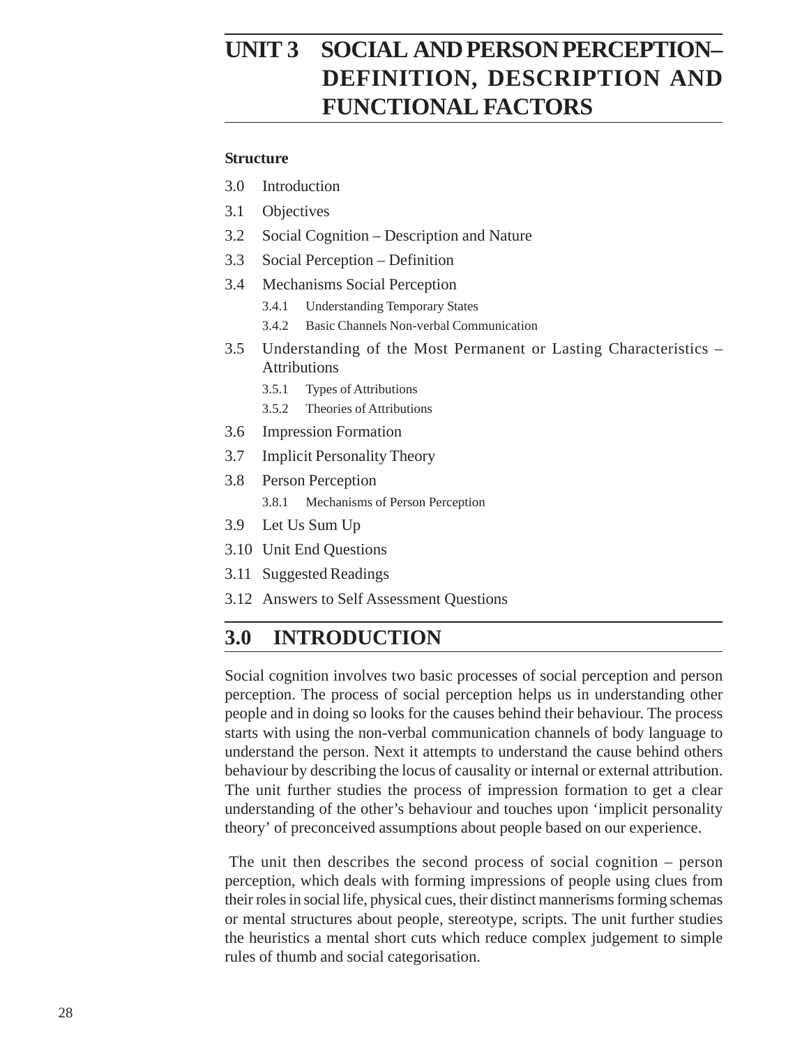# UNIT 3 SOCIAL AND PERSON PERCEPTION– DEFINITION, DESCRIPTION AND FUNCTIONAL FACTORS

**Structure**

3.0 Introduction

3.1 Objectives

3.2 Social Cognition – Description and Nature

3.3 Social Perception – Definition

3.4 Mechanisms Social Perception

- 3.4.1 Understanding Temporary States
- 3.4.2 Basic Channels Non-verbal Communication

3.5 Understanding of the Most Permanent or Lasting Characteristics – Attributions

- 3.5.1 Types of Attributions
- 3.5.2 Theories of Attributions

3.6 Impression Formation

3.7 Implicit Personality Theory

3.8 Person Perception

- 3.8.1 Mechanisms of Person Perception

3.9 Let Us Sum Up

3.10 Unit End Questions

3.11 Suggested Readings

3.12 Answers to Self Assessment Questions

## 3.0 INTRODUCTION

Social cognition involves two basic processes of social perception and person perception. The process of social perception helps us in understanding other people and in doing so looks for the causes behind their behaviour. The process starts with using the non-verbal communication channels of body language to understand the person. Next it attempts to understand the cause behind others behaviour by describing the locus of causality or internal or external attribution. The unit further studies the process of impression formation to get a clear understanding of the other's behaviour and touches upon 'implicit personality theory' of preconceived assumptions about people based on our experience.

The unit then describes the second process of social cognition – person perception, which deals with forming impressions of people using clues from their roles in social life, physical cues, their distinct mannerisms forming schemas or mental structures about people, stereotype, scripts. The unit further studies the heuristics a mental short cuts which reduce complex judgement to simple rules of thumb and social categorisation.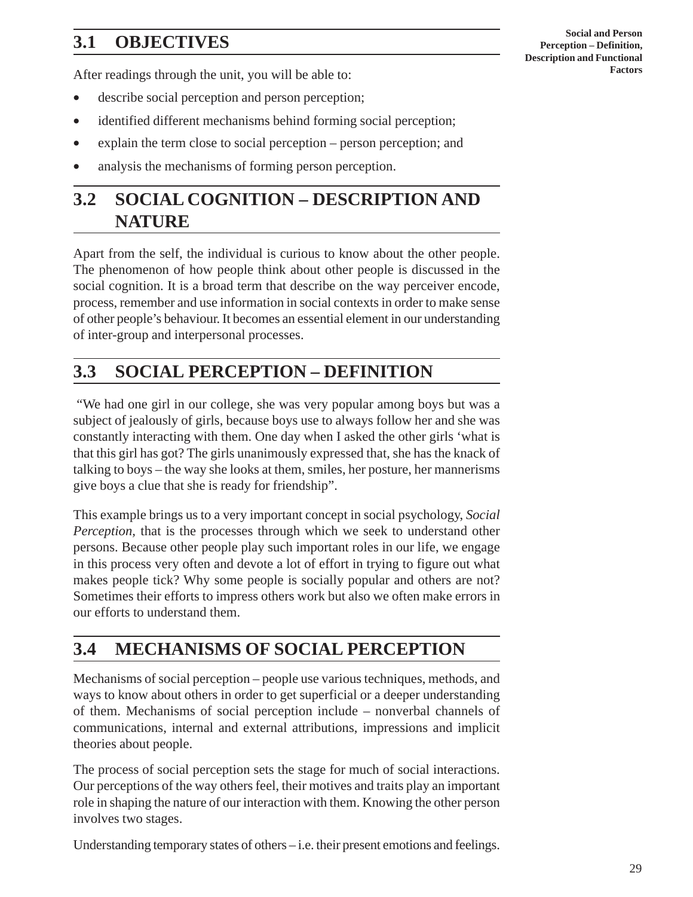## 3.1 OBJECTIVES

After readings through the unit, you will be able to:

- describe social perception and person perception;
- identified different mechanisms behind forming social perception;
- explain the term close to social perception – person perception; and
- analysis the mechanisms of forming person perception.

## 3.2 SOCIAL COGNITION – DESCRIPTION AND NATURE

Apart from the self, the individual is curious to know about the other people. The phenomenon of how people think about other people is discussed in the social cognition. It is a broad term that describe on the way perceiver encode, process, remember and use information in social contexts in order to make sense of other people's behaviour. It becomes an essential element in our understanding of inter-group and interpersonal processes.

## 3.3 SOCIAL PERCEPTION – DEFINITION

"We had one girl in our college, she was very popular among boys but was a subject of jealously of girls, because boys use to always follow her and she was constantly interacting with them. One day when I asked the other girls 'what is that this girl has got? The girls unanimously expressed that, she has the knack of talking to boys – the way she looks at them, smiles, her posture, her mannerisms give boys a clue that she is ready for friendship".

This example brings us to a very important concept in social psychology, *Social Perception*, that is the processes through which we seek to understand other persons. Because other people play such important roles in our life, we engage in this process very often and devote a lot of effort in trying to figure out what makes people tick? Why some people is socially popular and others are not? Sometimes their efforts to impress others work but also we often make errors in our efforts to understand them.

## 3.4 MECHANISMS OF SOCIAL PERCEPTION

Mechanisms of social perception – people use various techniques, methods, and ways to know about others in order to get superficial or a deeper understanding of them. Mechanisms of social perception include – nonverbal channels of communications, internal and external attributions, impressions and implicit theories about people.

The process of social perception sets the stage for much of social interactions. Our perceptions of the way others feel, their motives and traits play an important role in shaping the nature of our interaction with them. Knowing the other person involves two stages.

Understanding temporary states of others – i.e. their present emotions and feelings.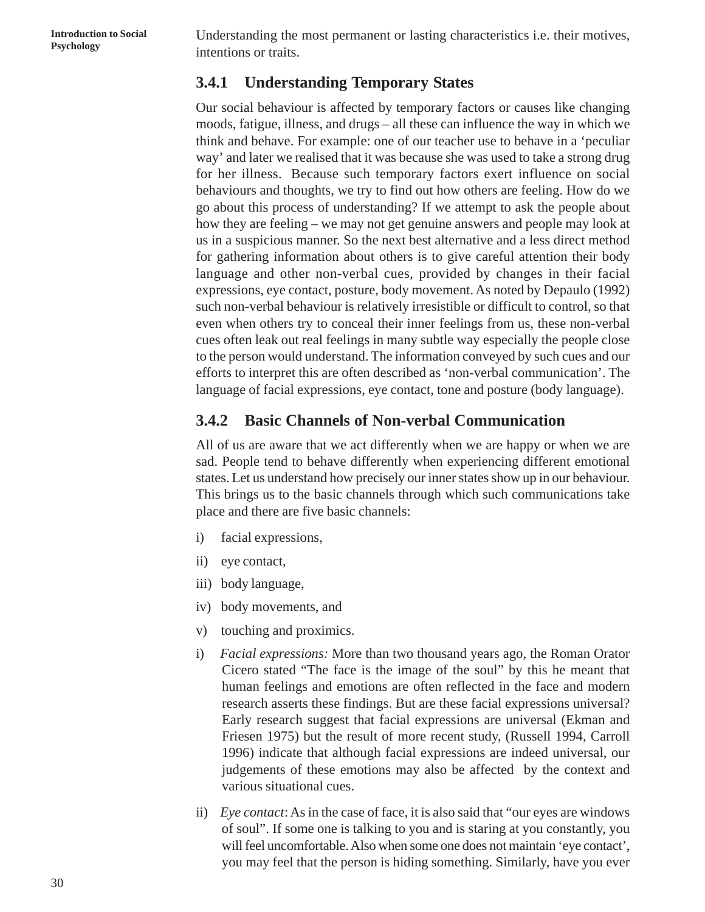Understanding the most permanent or lasting characteristics i.e. their motives, intentions or traits.

### 3.4.1 Understanding Temporary States

Our social behaviour is affected by temporary factors or causes like changing moods, fatigue, illness, and drugs – all these can influence the way in which we think and behave. For example: one of our teacher use to behave in a 'peculiar way' and later we realised that it was because she was used to take a strong drug for her illness. Because such temporary factors exert influence on social behaviours and thoughts, we try to find out how others are feeling. How do we go about this process of understanding? If we attempt to ask the people about how they are feeling – we may not get genuine answers and people may look at us in a suspicious manner. So the next best alternative and a less direct method for gathering information about others is to give careful attention their body language and other non-verbal cues, provided by changes in their facial expressions, eye contact, posture, body movement. As noted by Depaulo (1992) such non-verbal behaviour is relatively irresistible or difficult to control, so that even when others try to conceal their inner feelings from us, these non-verbal cues often leak out real feelings in many subtle way especially the people close to the person would understand. The information conveyed by such cues and our efforts to interpret this are often described as 'non-verbal communication'. The language of facial expressions, eye contact, tone and posture (body language).

### 3.4.2 Basic Channels of Non-verbal Communication

All of us are aware that we act differently when we are happy or when we are sad. People tend to behave differently when experiencing different emotional states. Let us understand how precisely our inner states show up in our behaviour. This brings us to the basic channels through which such communications take place and there are five basic channels:

i) facial expressions,

ii) eye contact,

iii) body language,

iv) body movements, and

v) touching and proximics.

i) *Facial expressions:* More than two thousand years ago, the Roman Orator Cicero stated "The face is the image of the soul" by this he meant that human feelings and emotions are often reflected in the face and modern research asserts these findings. But are these facial expressions universal? Early research suggest that facial expressions are universal (Ekman and Friesen 1975) but the result of more recent study, (Russell 1994, Carroll 1996) indicate that although facial expressions are indeed universal, our judgements of these emotions may also be affected by the context and various situational cues.

ii) *Eye contact*: As in the case of face, it is also said that "our eyes are windows of soul". If some one is talking to you and is staring at you constantly, you will feel uncomfortable. Also when some one does not maintain 'eye contact', you may feel that the person is hiding something. Similarly, have you ever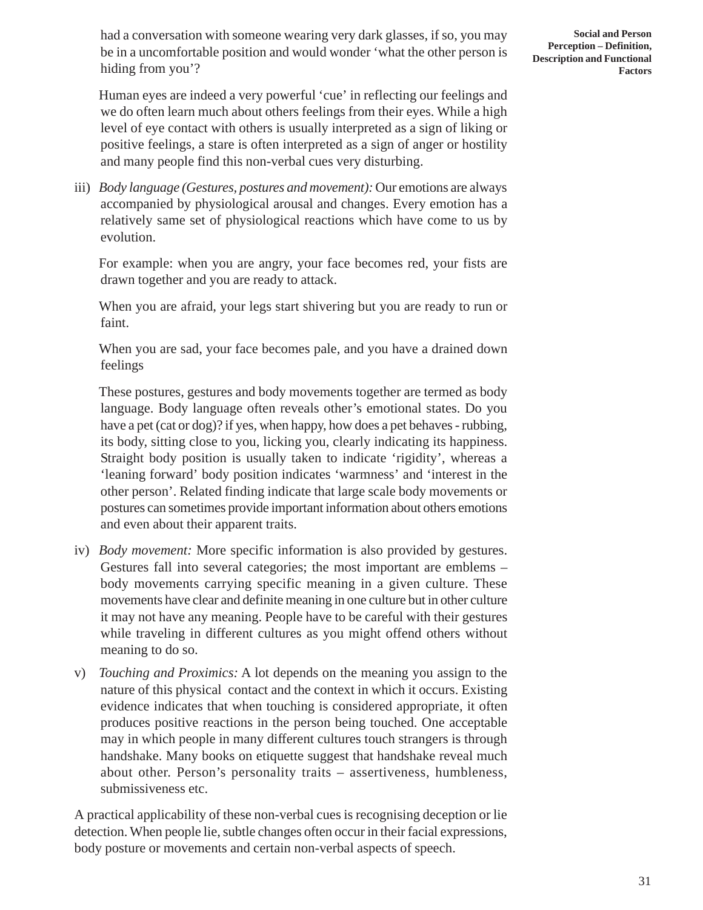had a conversation with someone wearing very dark glasses, if so, you may be in a uncomfortable position and would wonder 'what the other person is hiding from you'?

Human eyes are indeed a very powerful 'cue' in reflecting our feelings and we do often learn much about others feelings from their eyes. While a high level of eye contact with others is usually interpreted as a sign of liking or positive feelings, a stare is often interpreted as a sign of anger or hostility and many people find this non-verbal cues very disturbing.

iii) *Body language (Gestures, postures and movement):* Our emotions are always accompanied by physiological arousal and changes. Every emotion has a relatively same set of physiological reactions which have come to us by evolution.

   For example: when you are angry, your face becomes red, your fists are drawn together and you are ready to attack.

   When you are afraid, your legs start shivering but you are ready to run or faint.

   When you are sad, your face becomes pale, and you have a drained down feelings

   These postures, gestures and body movements together are termed as body language. Body language often reveals other's emotional states. Do you have a pet (cat or dog)? if yes, when happy, how does a pet behaves - rubbing, its body, sitting close to you, licking you, clearly indicating its happiness. Straight body position is usually taken to indicate 'rigidity', whereas a 'leaning forward' body position indicates 'warmness' and 'interest in the other person'. Related finding indicate that large scale body movements or postures can sometimes provide important information about others emotions and even about their apparent traits.

iv) *Body movement:* More specific information is also provided by gestures. Gestures fall into several categories; the most important are emblems – body movements carrying specific meaning in a given culture. These movements have clear and definite meaning in one culture but in other culture it may not have any meaning. People have to be careful with their gestures while traveling in different cultures as you might offend others without meaning to do so.

v) *Touching and Proximics:* A lot depends on the meaning you assign to the nature of this physical contact and the context in which it occurs. Existing evidence indicates that when touching is considered appropriate, it often produces positive reactions in the person being touched. One acceptable may in which people in many different cultures touch strangers is through handshake. Many books on etiquette suggest that handshake reveal much about other. Person's personality traits – assertiveness, humbleness, submissiveness etc.

A practical applicability of these non-verbal cues is recognising deception or lie detection. When people lie, subtle changes often occur in their facial expressions, body posture or movements and certain non-verbal aspects of speech.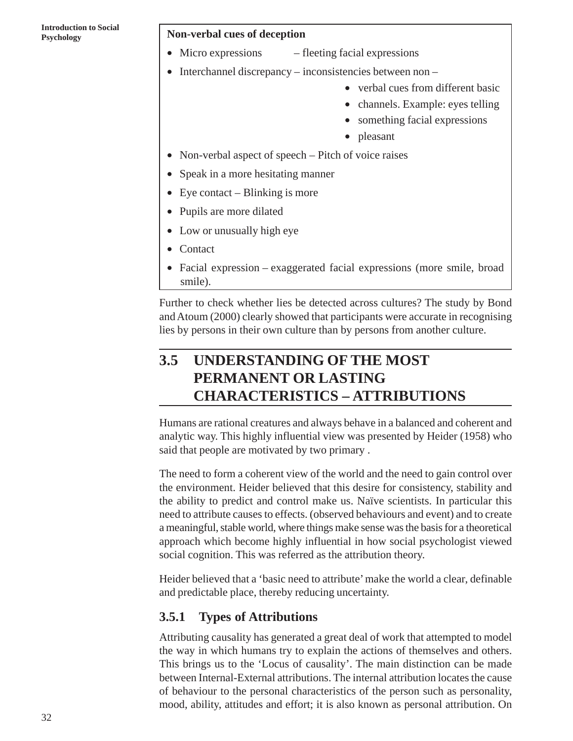**Non-verbal cues of deception**

- Micro expressions – fleeting facial expressions
- Interchannel discrepancy – inconsistencies between non –
    - verbal cues from different basic
    - channels. Example: eyes telling
    - something facial expressions
    - pleasant
- Non-verbal aspect of speech – Pitch of voice raises
- Speak in a more hesitating manner
- Eye contact – Blinking is more
- Pupils are more dilated
- Low or unusually high eye
- Contact
- Facial expression – exaggerated facial expressions (more smile, broad smile).

Further to check whether lies be detected across cultures? The study by Bond and Atoum (2000) clearly showed that participants were accurate in recognising lies by persons in their own culture than by persons from another culture.

## 3.5 UNDERSTANDING OF THE MOST PERMANENT OR LASTING CHARACTERISTICS – ATTRIBUTIONS

Humans are rational creatures and always behave in a balanced and coherent and analytic way. This highly influential view was presented by Heider (1958) who said that people are motivated by two primary .

The need to form a coherent view of the world and the need to gain control over the environment. Heider believed that this desire for consistency, stability and the ability to predict and control make us. Naïve scientists. In particular this need to attribute causes to effects. (observed behaviours and event) and to create a meaningful, stable world, where things make sense was the basis for a theoretical approach which become highly influential in how social psychologist viewed social cognition. This was referred as the attribution theory.

Heider believed that a 'basic need to attribute' make the world a clear, definable and predictable place, thereby reducing uncertainty.

### 3.5.1 Types of Attributions

Attributing causality has generated a great deal of work that attempted to model the way in which humans try to explain the actions of themselves and others. This brings us to the 'Locus of causality'. The main distinction can be made between Internal-External attributions. The internal attribution locates the cause of behaviour to the personal characteristics of the person such as personality, mood, ability, attitudes and effort; it is also known as personal attribution. On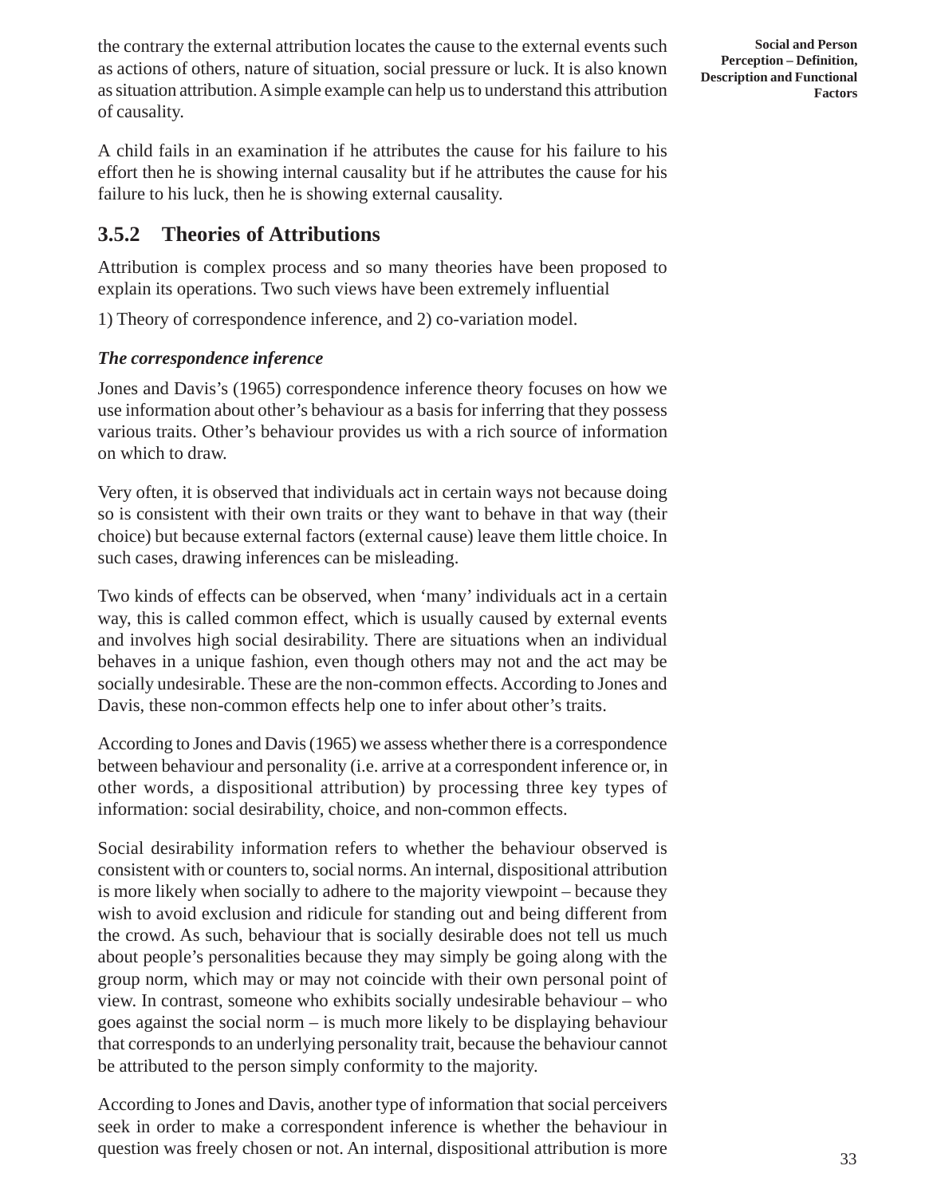the contrary the external attribution locates the cause to the external events such as actions of others, nature of situation, social pressure or luck. It is also known as situation attribution. A simple example can help us to understand this attribution of causality.

A child fails in an examination if he attributes the cause for his failure to his effort then he is showing internal causality but if he attributes the cause for his failure to his luck, then he is showing external causality.

### 3.5.2 Theories of Attributions

Attribution is complex process and so many theories have been proposed to explain its operations. Two such views have been extremely influential

1) Theory of correspondence inference, and 2) co-variation model.

***The correspondence inference***

Jones and Davis's (1965) correspondence inference theory focuses on how we use information about other's behaviour as a basis for inferring that they possess various traits. Other's behaviour provides us with a rich source of information on which to draw.

Very often, it is observed that individuals act in certain ways not because doing so is consistent with their own traits or they want to behave in that way (their choice) but because external factors (external cause) leave them little choice. In such cases, drawing inferences can be misleading.

Two kinds of effects can be observed, when 'many' individuals act in a certain way, this is called common effect, which is usually caused by external events and involves high social desirability. There are situations when an individual behaves in a unique fashion, even though others may not and the act may be socially undesirable. These are the non-common effects. According to Jones and Davis, these non-common effects help one to infer about other's traits.

According to Jones and Davis (1965) we assess whether there is a correspondence between behaviour and personality (i.e. arrive at a correspondent inference or, in other words, a dispositional attribution) by processing three key types of information: social desirability, choice, and non-common effects.

Social desirability information refers to whether the behaviour observed is consistent with or counters to, social norms. An internal, dispositional attribution is more likely when socially to adhere to the majority viewpoint – because they wish to avoid exclusion and ridicule for standing out and being different from the crowd. As such, behaviour that is socially desirable does not tell us much about people's personalities because they may simply be going along with the group norm, which may or may not coincide with their own personal point of view. In contrast, someone who exhibits socially undesirable behaviour – who goes against the social norm – is much more likely to be displaying behaviour that corresponds to an underlying personality trait, because the behaviour cannot be attributed to the person simply conformity to the majority.

According to Jones and Davis, another type of information that social perceivers seek in order to make a correspondent inference is whether the behaviour in question was freely chosen or not. An internal, dispositional attribution is more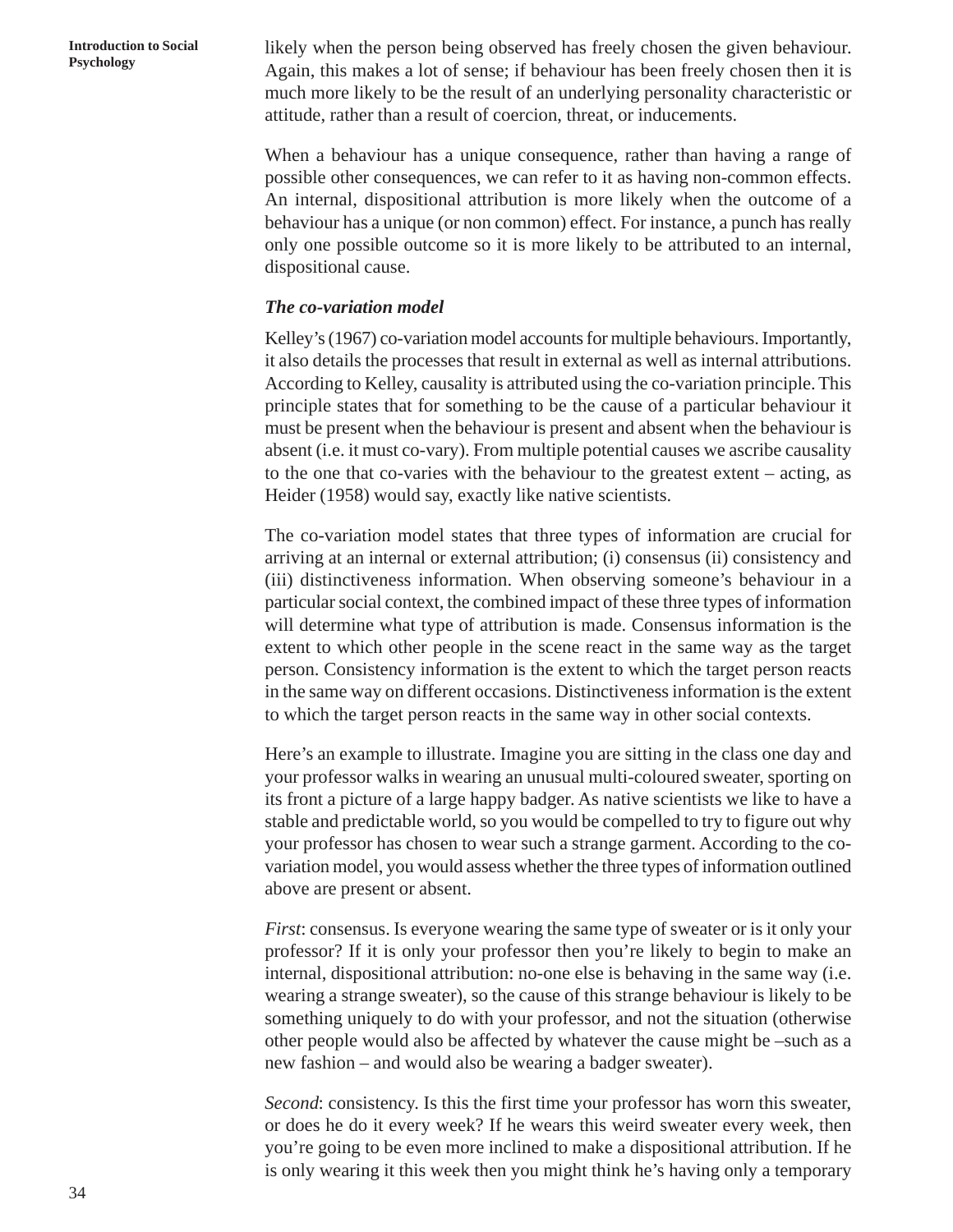likely when the person being observed has freely chosen the given behaviour. Again, this makes a lot of sense; if behaviour has been freely chosen then it is much more likely to be the result of an underlying personality characteristic or attitude, rather than a result of coercion, threat, or inducements.

When a behaviour has a unique consequence, rather than having a range of possible other consequences, we can refer to it as having non-common effects. An internal, dispositional attribution is more likely when the outcome of a behaviour has a unique (or non common) effect. For instance, a punch has really only one possible outcome so it is more likely to be attributed to an internal, dispositional cause.

***The co-variation model***

Kelley's (1967) co-variation model accounts for multiple behaviours. Importantly, it also details the processes that result in external as well as internal attributions. According to Kelley, causality is attributed using the co-variation principle. This principle states that for something to be the cause of a particular behaviour it must be present when the behaviour is present and absent when the behaviour is absent (i.e. it must co-vary). From multiple potential causes we ascribe causality to the one that co-varies with the behaviour to the greatest extent – acting, as Heider (1958) would say, exactly like native scientists.

The co-variation model states that three types of information are crucial for arriving at an internal or external attribution; (i) consensus (ii) consistency and (iii) distinctiveness information. When observing someone's behaviour in a particular social context, the combined impact of these three types of information will determine what type of attribution is made. Consensus information is the extent to which other people in the scene react in the same way as the target person. Consistency information is the extent to which the target person reacts in the same way on different occasions. Distinctiveness information is the extent to which the target person reacts in the same way in other social contexts.

Here's an example to illustrate. Imagine you are sitting in the class one day and your professor walks in wearing an unusual multi-coloured sweater, sporting on its front a picture of a large happy badger. As native scientists we like to have a stable and predictable world, so you would be compelled to try to figure out why your professor has chosen to wear such a strange garment. According to the co-variation model, you would assess whether the three types of information outlined above are present or absent.

*First*: consensus. Is everyone wearing the same type of sweater or is it only your professor? If it is only your professor then you're likely to begin to make an internal, dispositional attribution: no-one else is behaving in the same way (i.e. wearing a strange sweater), so the cause of this strange behaviour is likely to be something uniquely to do with your professor, and not the situation (otherwise other people would also be affected by whatever the cause might be –such as a new fashion – and would also be wearing a badger sweater).

*Second*: consistency. Is this the first time your professor has worn this sweater, or does he do it every week? If he wears this weird sweater every week, then you're going to be even more inclined to make a dispositional attribution. If he is only wearing it this week then you might think he's having only a temporary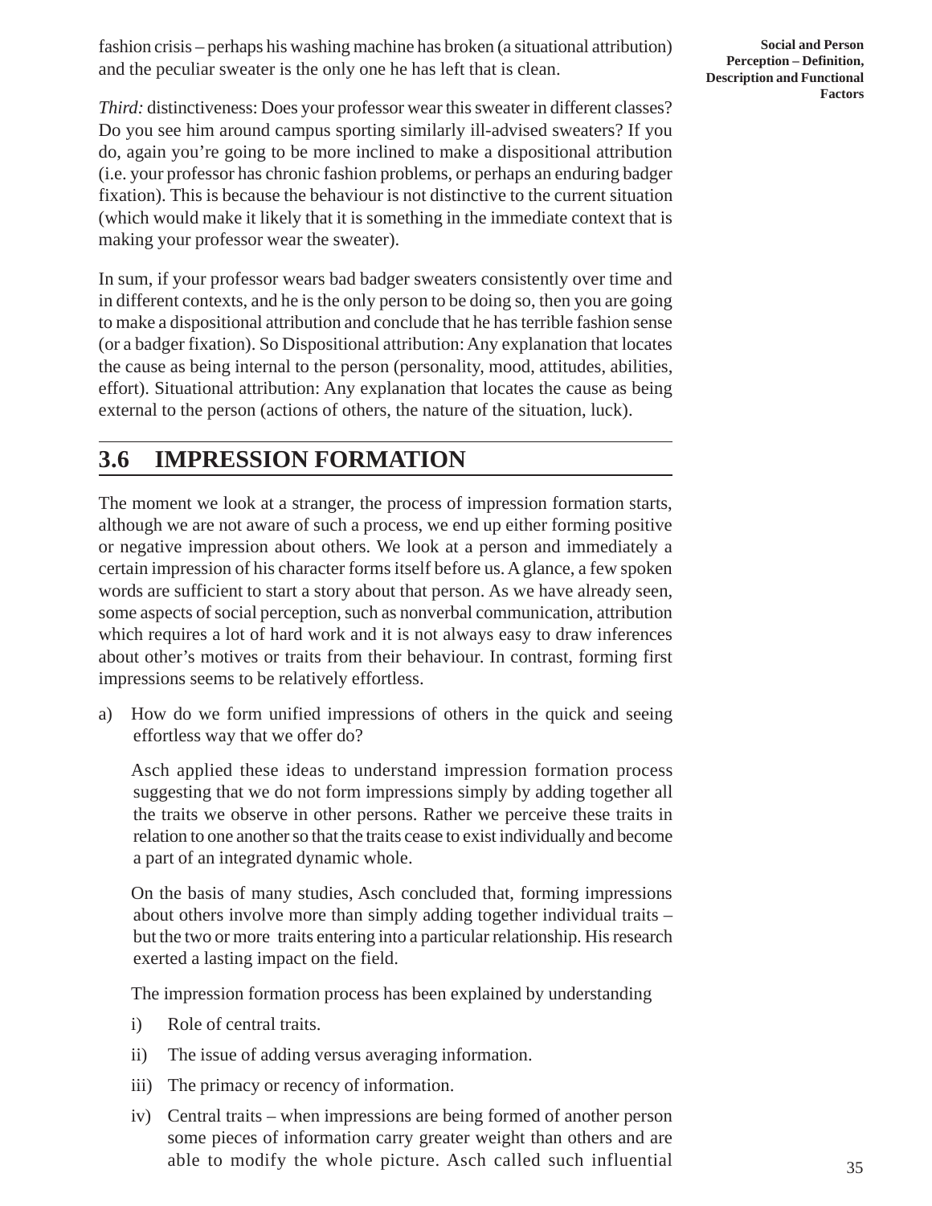fashion crisis – perhaps his washing machine has broken (a situational attribution) and the peculiar sweater is the only one he has left that is clean.

*Third:* distinctiveness: Does your professor wear this sweater in different classes? Do you see him around campus sporting similarly ill-advised sweaters? If you do, again you're going to be more inclined to make a dispositional attribution (i.e. your professor has chronic fashion problems, or perhaps an enduring badger fixation). This is because the behaviour is not distinctive to the current situation (which would make it likely that it is something in the immediate context that is making your professor wear the sweater).

In sum, if your professor wears bad badger sweaters consistently over time and in different contexts, and he is the only person to be doing so, then you are going to make a dispositional attribution and conclude that he has terrible fashion sense (or a badger fixation). So Dispositional attribution: Any explanation that locates the cause as being internal to the person (personality, mood, attitudes, abilities, effort). Situational attribution: Any explanation that locates the cause as being external to the person (actions of others, the nature of the situation, luck).

## 3.6 IMPRESSION FORMATION

The moment we look at a stranger, the process of impression formation starts, although we are not aware of such a process, we end up either forming positive or negative impression about others. We look at a person and immediately a certain impression of his character forms itself before us. A glance, a few spoken words are sufficient to start a story about that person. As we have already seen, some aspects of social perception, such as nonverbal communication, attribution which requires a lot of hard work and it is not always easy to draw inferences about other's motives or traits from their behaviour. In contrast, forming first impressions seems to be relatively effortless.

a) How do we form unified impressions of others in the quick and seeing effortless way that we offer do?

   Asch applied these ideas to understand impression formation process suggesting that we do not form impressions simply by adding together all the traits we observe in other persons. Rather we perceive these traits in relation to one another so that the traits cease to exist individually and become a part of an integrated dynamic whole.

   On the basis of many studies, Asch concluded that, forming impressions about others involve more than simply adding together individual traits – but the two or more traits entering into a particular relationship. His research exerted a lasting impact on the field.

   The impression formation process has been explained by understanding

   i) Role of central traits.

   ii) The issue of adding versus averaging information.

   iii) The primacy or recency of information.

   iv) Central traits – when impressions are being formed of another person some pieces of information carry greater weight than others and are able to modify the whole picture. Asch called such influential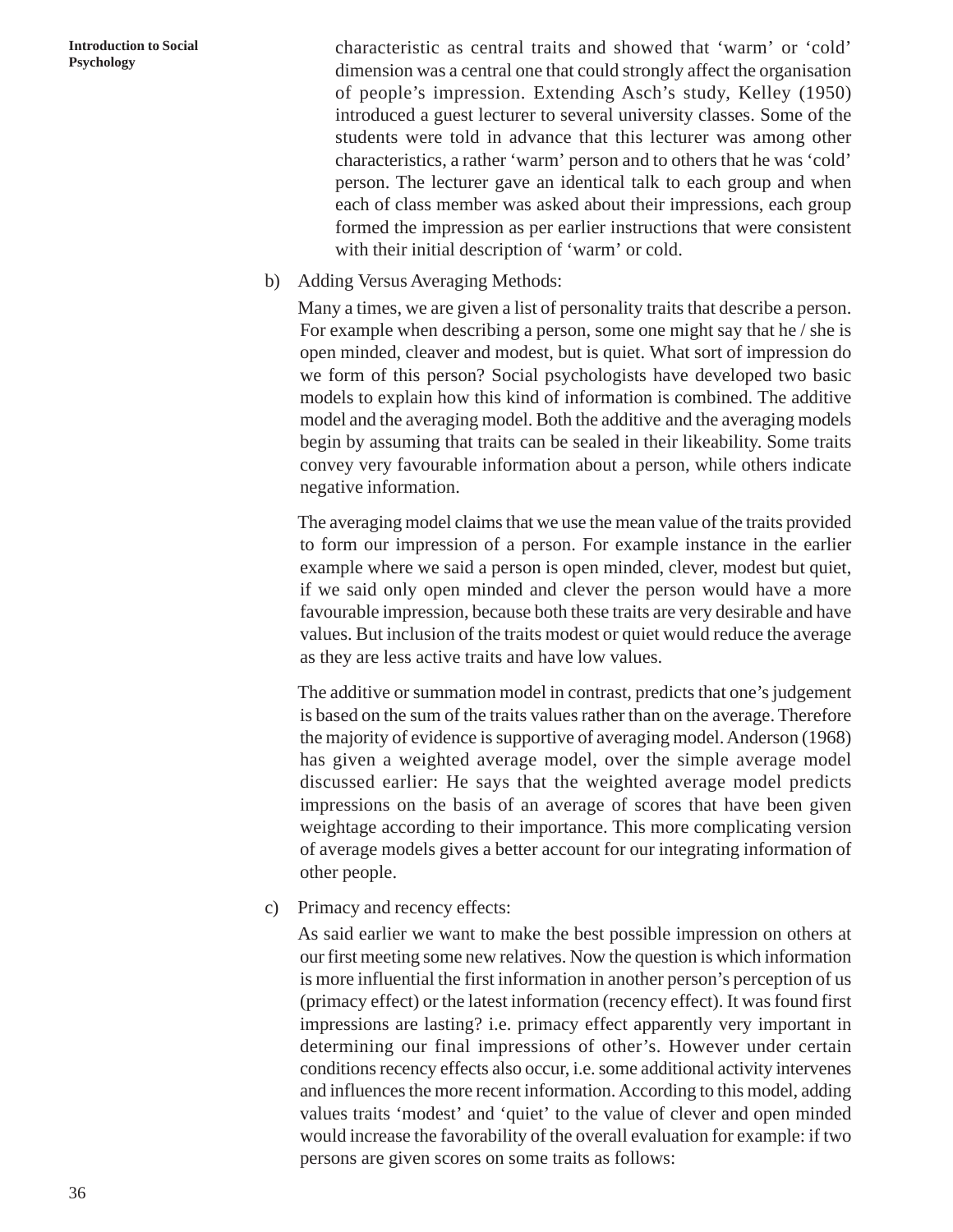characteristic as central traits and showed that 'warm' or 'cold' dimension was a central one that could strongly affect the organisation of people's impression. Extending Asch's study, Kelley (1950) introduced a guest lecturer to several university classes. Some of the students were told in advance that this lecturer was among other characteristics, a rather 'warm' person and to others that he was 'cold' person. The lecturer gave an identical talk to each group and when each of class member was asked about their impressions, each group formed the impression as per earlier instructions that were consistent with their initial description of 'warm' or cold.

b) Adding Versus Averaging Methods:

Many a times, we are given a list of personality traits that describe a person. For example when describing a person, some one might say that he / she is open minded, cleaver and modest, but is quiet. What sort of impression do we form of this person? Social psychologists have developed two basic models to explain how this kind of information is combined. The additive model and the averaging model. Both the additive and the averaging models begin by assuming that traits can be sealed in their likeability. Some traits convey very favourable information about a person, while others indicate negative information.

The averaging model claims that we use the mean value of the traits provided to form our impression of a person. For example instance in the earlier example where we said a person is open minded, clever, modest but quiet, if we said only open minded and clever the person would have a more favourable impression, because both these traits are very desirable and have values. But inclusion of the traits modest or quiet would reduce the average as they are less active traits and have low values.

The additive or summation model in contrast, predicts that one's judgement is based on the sum of the traits values rather than on the average. Therefore the majority of evidence is supportive of averaging model. Anderson (1968) has given a weighted average model, over the simple average model discussed earlier: He says that the weighted average model predicts impressions on the basis of an average of scores that have been given weightage according to their importance. This more complicating version of average models gives a better account for our integrating information of other people.

c) Primacy and recency effects:

As said earlier we want to make the best possible impression on others at our first meeting some new relatives. Now the question is which information is more influential the first information in another person's perception of us (primacy effect) or the latest information (recency effect). It was found first impressions are lasting? i.e. primacy effect apparently very important in determining our final impressions of other's. However under certain conditions recency effects also occur, i.e. some additional activity intervenes and influences the more recent information. According to this model, adding values traits 'modest' and 'quiet' to the value of clever and open minded would increase the favorability of the overall evaluation for example: if two persons are given scores on some traits as follows: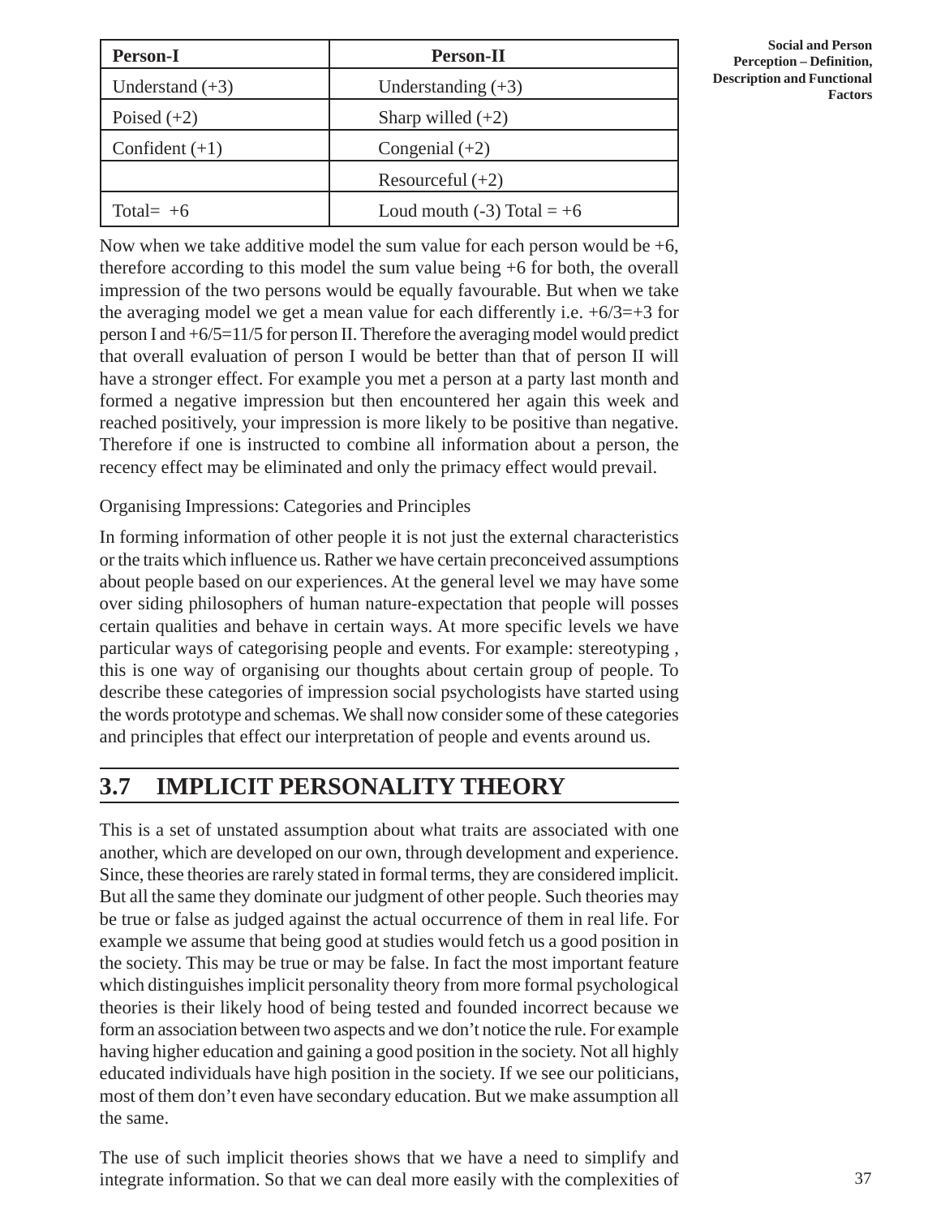| Person-I | Person-II |
|---|---|
| Understand (+3) | Understanding (+3) |
| Poised (+2) | Sharp willed (+2) |
| Confident (+1) | Congenial (+2) |
| | Resourceful (+2) |
| Total= +6 | Loud mouth (-3) Total = +6 |

Now when we take additive model the sum value for each person would be +6, therefore according to this model the sum value being +6 for both, the overall impression of the two persons would be equally favourable. But when we take the averaging model we get a mean value for each differently i.e. +6/3=+3 for person I and +6/5=11/5 for person II. Therefore the averaging model would predict that overall evaluation of person I would be better than that of person II will have a stronger effect. For example you met a person at a party last month and formed a negative impression but then encountered her again this week and reached positively, your impression is more likely to be positive than negative. Therefore if one is instructed to combine all information about a person, the recency effect may be eliminated and only the primacy effect would prevail.

Organising Impressions: Categories and Principles

In forming information of other people it is not just the external characteristics or the traits which influence us. Rather we have certain preconceived assumptions about people based on our experiences. At the general level we may have some over siding philosophers of human nature-expectation that people will posses certain qualities and behave in certain ways. At more specific levels we have particular ways of categorising people and events. For example: stereotyping , this is one way of organising our thoughts about certain group of people. To describe these categories of impression social psychologists have started using the words prototype and schemas. We shall now consider some of these categories and principles that effect our interpretation of people and events around us.

## 3.7 IMPLICIT PERSONALITY THEORY

This is a set of unstated assumption about what traits are associated with one another, which are developed on our own, through development and experience. Since, these theories are rarely stated in formal terms, they are considered implicit. But all the same they dominate our judgment of other people. Such theories may be true or false as judged against the actual occurrence of them in real life. For example we assume that being good at studies would fetch us a good position in the society. This may be true or may be false. In fact the most important feature which distinguishes implicit personality theory from more formal psychological theories is their likely hood of being tested and founded incorrect because we form an association between two aspects and we don't notice the rule. For example having higher education and gaining a good position in the society. Not all highly educated individuals have high position in the society. If we see our politicians, most of them don't even have secondary education. But we make assumption all the same.

The use of such implicit theories shows that we have a need to simplify and integrate information. So that we can deal more easily with the complexities of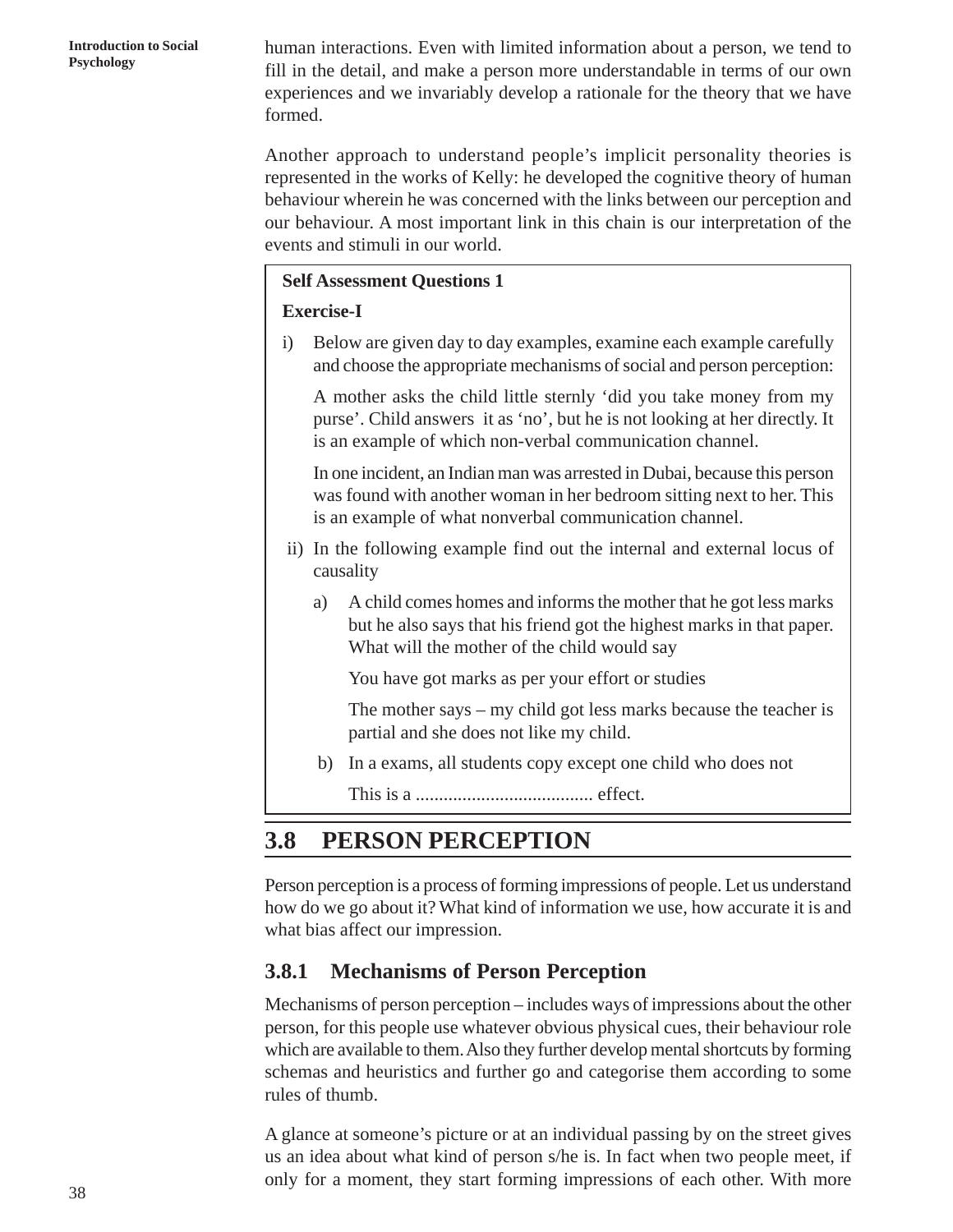human interactions. Even with limited information about a person, we tend to fill in the detail, and make a person more understandable in terms of our own experiences and we invariably develop a rationale for the theory that we have formed.

Another approach to understand people's implicit personality theories is represented in the works of Kelly: he developed the cognitive theory of human behaviour wherein he was concerned with the links between our perception and our behaviour. A most important link in this chain is our interpretation of the events and stimuli in our world.

> **Self Assessment Questions 1**
>
> **Exercise-I**
>
> i) Below are given day to day examples, examine each example carefully and choose the appropriate mechanisms of social and person perception:
>
> A mother asks the child little sternly 'did you take money from my purse'. Child answers it as 'no', but he is not looking at her directly. It is an example of which non-verbal communication channel.
>
> In one incident, an Indian man was arrested in Dubai, because this person was found with another woman in her bedroom sitting next to her. This is an example of what nonverbal communication channel.
>
> ii) In the following example find out the internal and external locus of causality
>
> a) A child comes homes and informs the mother that he got less marks but he also says that his friend got the highest marks in that paper. What will the mother of the child would say
>
> You have got marks as per your effort or studies
>
> The mother says – my child got less marks because the teacher is partial and she does not like my child.
>
> b) In a exams, all students copy except one child who does not
>
> This is a ...................................... effect.

## 3.8 PERSON PERCEPTION

Person perception is a process of forming impressions of people. Let us understand how do we go about it? What kind of information we use, how accurate it is and what bias affect our impression.

### 3.8.1 Mechanisms of Person Perception

Mechanisms of person perception – includes ways of impressions about the other person, for this people use whatever obvious physical cues, their behaviour role which are available to them. Also they further develop mental shortcuts by forming schemas and heuristics and further go and categorise them according to some rules of thumb.

A glance at someone's picture or at an individual passing by on the street gives us an idea about what kind of person s/he is. In fact when two people meet, if only for a moment, they start forming impressions of each other. With more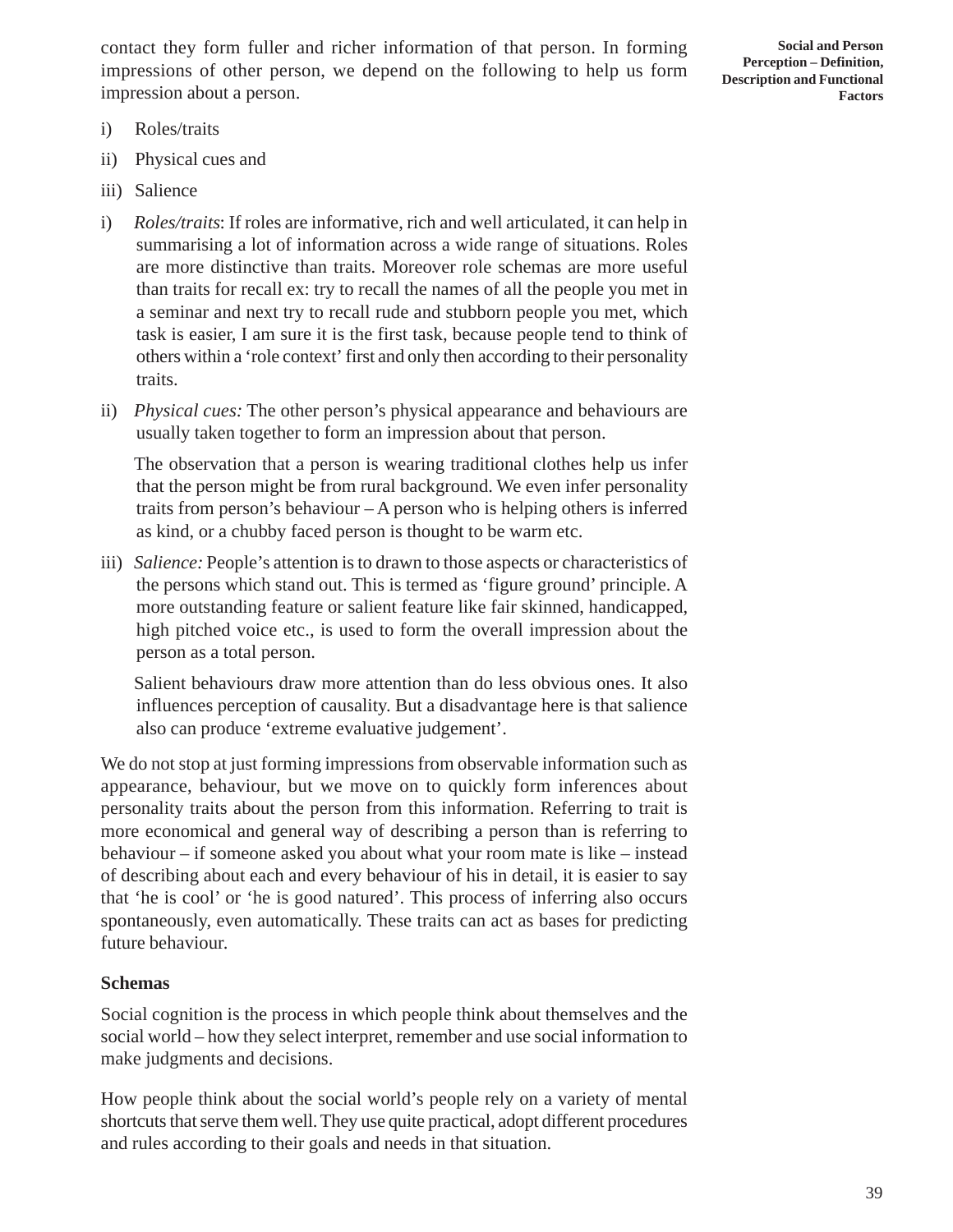contact they form fuller and richer information of that person. In forming impressions of other person, we depend on the following to help us form impression about a person.

i) Roles/traits

ii) Physical cues and

iii) Salience

i) *Roles/traits*: If roles are informative, rich and well articulated, it can help in summarising a lot of information across a wide range of situations. Roles are more distinctive than traits. Moreover role schemas are more useful than traits for recall ex: try to recall the names of all the people you met in a seminar and next try to recall rude and stubborn people you met, which task is easier, I am sure it is the first task, because people tend to think of others within a 'role context' first and only then according to their personality traits.

ii) *Physical cues:* The other person's physical appearance and behaviours are usually taken together to form an impression about that person.

The observation that a person is wearing traditional clothes help us infer that the person might be from rural background. We even infer personality traits from person's behaviour – A person who is helping others is inferred as kind, or a chubby faced person is thought to be warm etc.

iii) *Salience:* People's attention is to drawn to those aspects or characteristics of the persons which stand out. This is termed as 'figure ground' principle. A more outstanding feature or salient feature like fair skinned, handicapped, high pitched voice etc., is used to form the overall impression about the person as a total person.

Salient behaviours draw more attention than do less obvious ones. It also influences perception of causality. But a disadvantage here is that salience also can produce 'extreme evaluative judgement'.

We do not stop at just forming impressions from observable information such as appearance, behaviour, but we move on to quickly form inferences about personality traits about the person from this information. Referring to trait is more economical and general way of describing a person than is referring to behaviour – if someone asked you about what your room mate is like – instead of describing about each and every behaviour of his in detail, it is easier to say that 'he is cool' or 'he is good natured'. This process of inferring also occurs spontaneously, even automatically. These traits can act as bases for predicting future behaviour.

**Schemas**

Social cognition is the process in which people think about themselves and the social world – how they select interpret, remember and use social information to make judgments and decisions.

How people think about the social world's people rely on a variety of mental shortcuts that serve them well. They use quite practical, adopt different procedures and rules according to their goals and needs in that situation.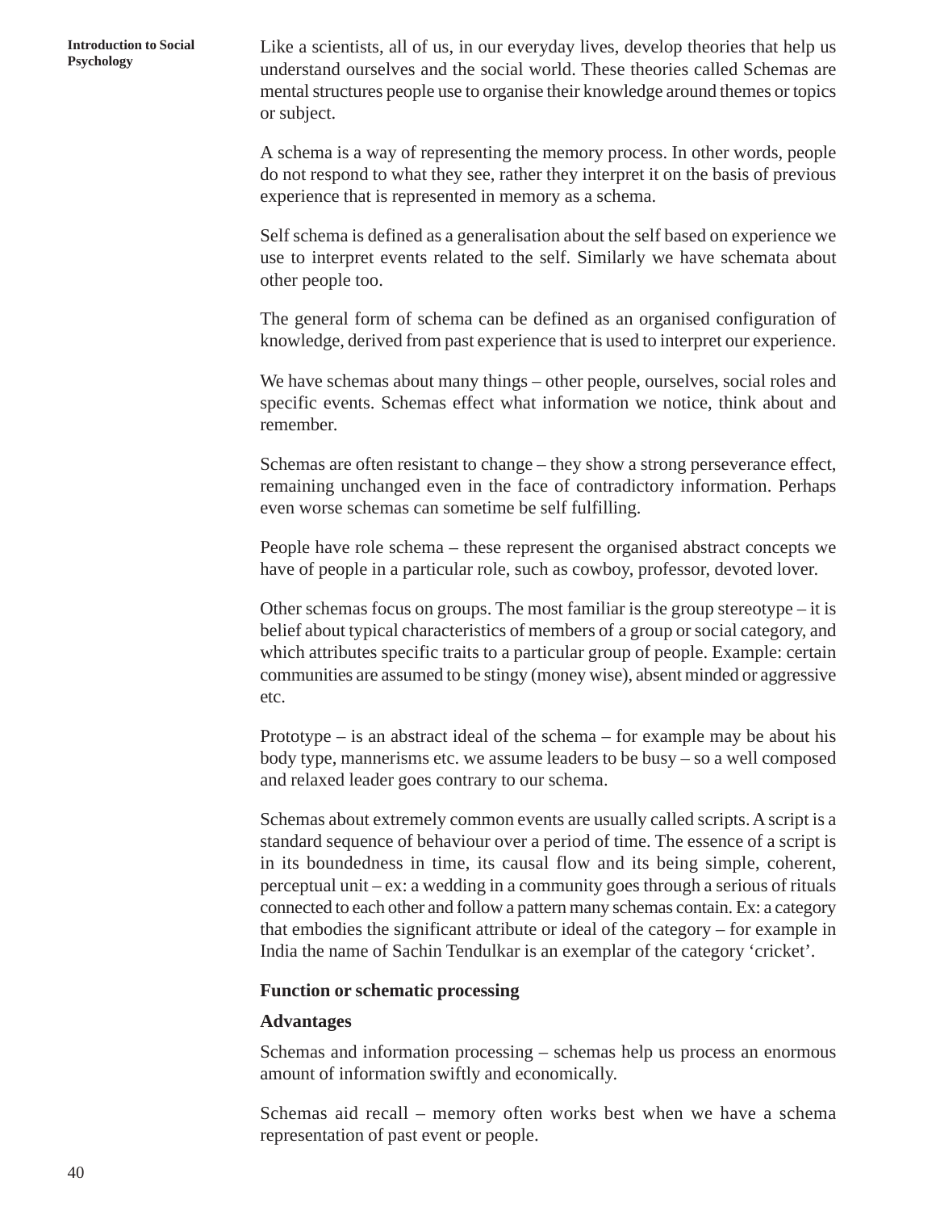Like a scientists, all of us, in our everyday lives, develop theories that help us understand ourselves and the social world. These theories called Schemas are mental structures people use to organise their knowledge around themes or topics or subject.

A schema is a way of representing the memory process. In other words, people do not respond to what they see, rather they interpret it on the basis of previous experience that is represented in memory as a schema.

Self schema is defined as a generalisation about the self based on experience we use to interpret events related to the self. Similarly we have schemata about other people too.

The general form of schema can be defined as an organised configuration of knowledge, derived from past experience that is used to interpret our experience.

We have schemas about many things – other people, ourselves, social roles and specific events. Schemas effect what information we notice, think about and remember.

Schemas are often resistant to change – they show a strong perseverance effect, remaining unchanged even in the face of contradictory information. Perhaps even worse schemas can sometime be self fulfilling.

People have role schema – these represent the organised abstract concepts we have of people in a particular role, such as cowboy, professor, devoted lover.

Other schemas focus on groups. The most familiar is the group stereotype – it is belief about typical characteristics of members of a group or social category, and which attributes specific traits to a particular group of people. Example: certain communities are assumed to be stingy (money wise), absent minded or aggressive etc.

Prototype – is an abstract ideal of the schema – for example may be about his body type, mannerisms etc. we assume leaders to be busy – so a well composed and relaxed leader goes contrary to our schema.

Schemas about extremely common events are usually called scripts. A script is a standard sequence of behaviour over a period of time. The essence of a script is in its boundedness in time, its causal flow and its being simple, coherent, perceptual unit – ex: a wedding in a community goes through a serious of rituals connected to each other and follow a pattern many schemas contain. Ex: a category that embodies the significant attribute or ideal of the category – for example in India the name of Sachin Tendulkar is an exemplar of the category 'cricket'.

**Function or schematic processing**

**Advantages**

Schemas and information processing – schemas help us process an enormous amount of information swiftly and economically.

Schemas aid recall – memory often works best when we have a schema representation of past event or people.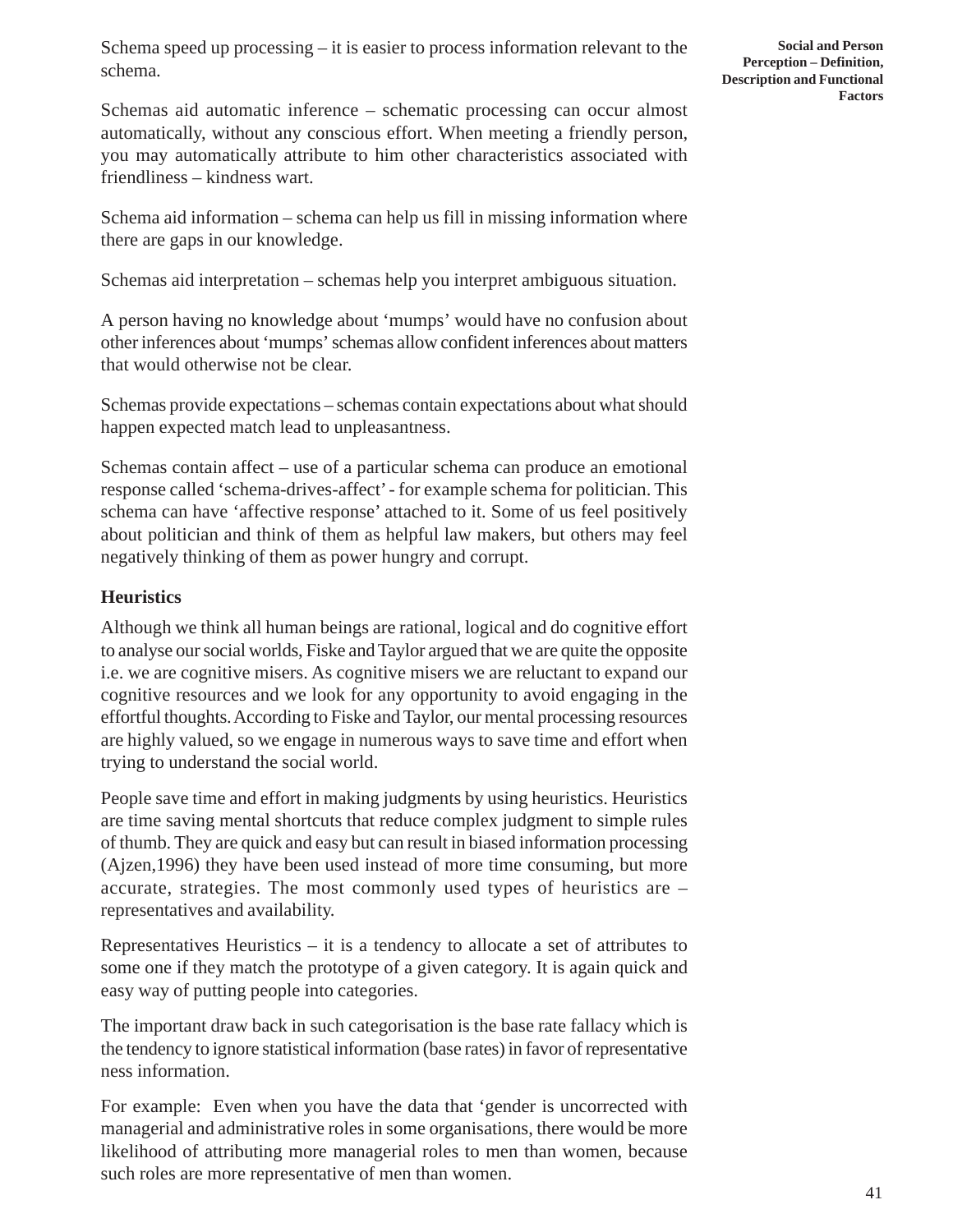Schema speed up processing – it is easier to process information relevant to the schema.

Schemas aid automatic inference – schematic processing can occur almost automatically, without any conscious effort. When meeting a friendly person, you may automatically attribute to him other characteristics associated with friendliness – kindness wart.

Schema aid information – schema can help us fill in missing information where there are gaps in our knowledge.

Schemas aid interpretation – schemas help you interpret ambiguous situation.

A person having no knowledge about 'mumps' would have no confusion about other inferences about 'mumps' schemas allow confident inferences about matters that would otherwise not be clear.

Schemas provide expectations – schemas contain expectations about what should happen expected match lead to unpleasantness.

Schemas contain affect – use of a particular schema can produce an emotional response called 'schema-drives-affect' - for example schema for politician. This schema can have 'affective response' attached to it. Some of us feel positively about politician and think of them as helpful law makers, but others may feel negatively thinking of them as power hungry and corrupt.

### Heuristics

Although we think all human beings are rational, logical and do cognitive effort to analyse our social worlds, Fiske and Taylor argued that we are quite the opposite i.e. we are cognitive misers. As cognitive misers we are reluctant to expand our cognitive resources and we look for any opportunity to avoid engaging in the effortful thoughts. According to Fiske and Taylor, our mental processing resources are highly valued, so we engage in numerous ways to save time and effort when trying to understand the social world.

People save time and effort in making judgments by using heuristics. Heuristics are time saving mental shortcuts that reduce complex judgment to simple rules of thumb. They are quick and easy but can result in biased information processing (Ajzen,1996) they have been used instead of more time consuming, but more accurate, strategies. The most commonly used types of heuristics are – representatives and availability.

Representatives Heuristics – it is a tendency to allocate a set of attributes to some one if they match the prototype of a given category. It is again quick and easy way of putting people into categories.

The important draw back in such categorisation is the base rate fallacy which is the tendency to ignore statistical information (base rates) in favor of representative ness information.

For example: Even when you have the data that 'gender is uncorrected with managerial and administrative roles in some organisations, there would be more likelihood of attributing more managerial roles to men than women, because such roles are more representative of men than women.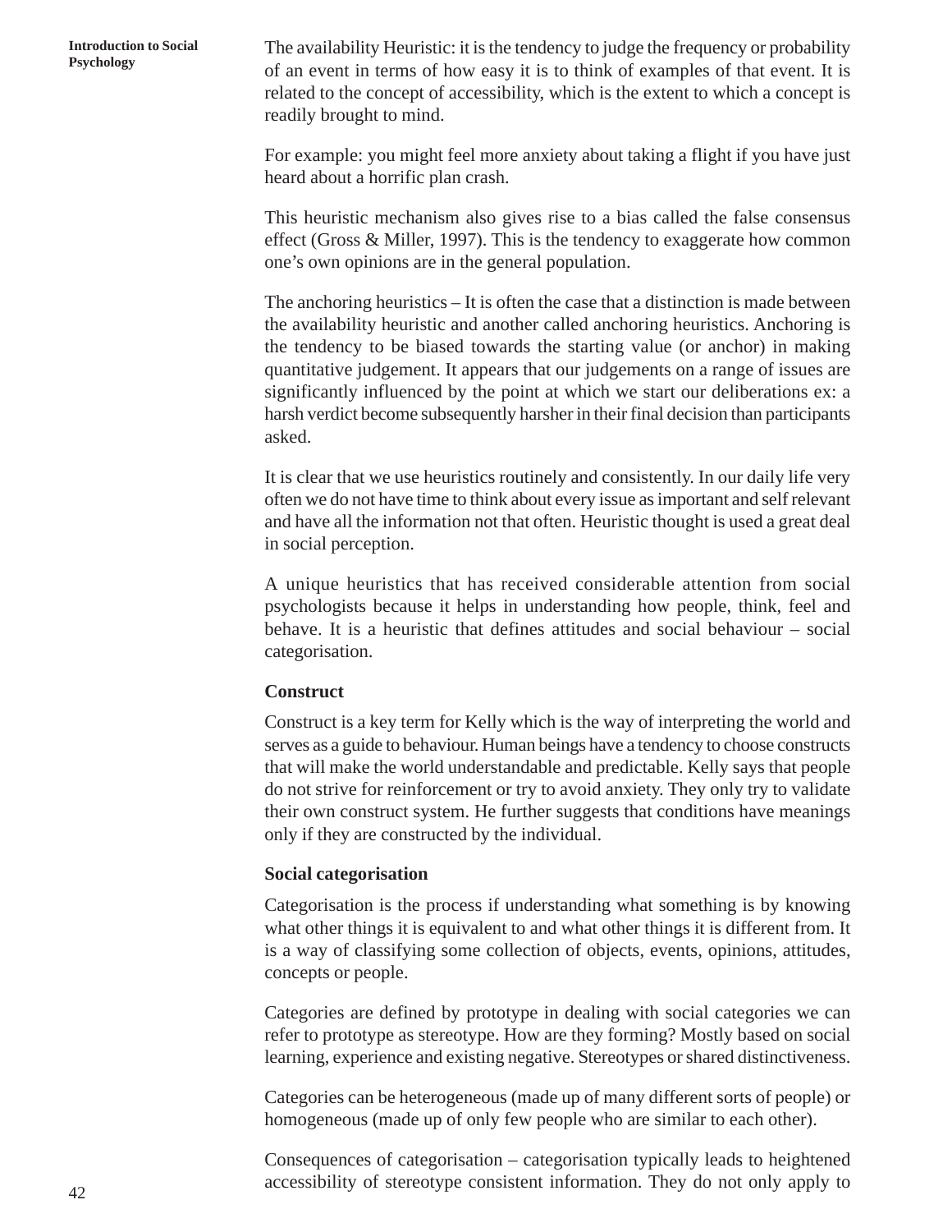The availability Heuristic: it is the tendency to judge the frequency or probability of an event in terms of how easy it is to think of examples of that event. It is related to the concept of accessibility, which is the extent to which a concept is readily brought to mind.

For example: you might feel more anxiety about taking a flight if you have just heard about a horrific plan crash.

This heuristic mechanism also gives rise to a bias called the false consensus effect (Gross & Miller, 1997). This is the tendency to exaggerate how common one's own opinions are in the general population.

The anchoring heuristics – It is often the case that a distinction is made between the availability heuristic and another called anchoring heuristics. Anchoring is the tendency to be biased towards the starting value (or anchor) in making quantitative judgement. It appears that our judgements on a range of issues are significantly influenced by the point at which we start our deliberations ex: a harsh verdict become subsequently harsher in their final decision than participants asked.

It is clear that we use heuristics routinely and consistently. In our daily life very often we do not have time to think about every issue as important and self relevant and have all the information not that often. Heuristic thought is used a great deal in social perception.

A unique heuristics that has received considerable attention from social psychologists because it helps in understanding how people, think, feel and behave. It is a heuristic that defines attitudes and social behaviour – social categorisation.

**Construct**

Construct is a key term for Kelly which is the way of interpreting the world and serves as a guide to behaviour. Human beings have a tendency to choose constructs that will make the world understandable and predictable. Kelly says that people do not strive for reinforcement or try to avoid anxiety. They only try to validate their own construct system. He further suggests that conditions have meanings only if they are constructed by the individual.

**Social categorisation**

Categorisation is the process if understanding what something is by knowing what other things it is equivalent to and what other things it is different from. It is a way of classifying some collection of objects, events, opinions, attitudes, concepts or people.

Categories are defined by prototype in dealing with social categories we can refer to prototype as stereotype. How are they forming? Mostly based on social learning, experience and existing negative. Stereotypes or shared distinctiveness.

Categories can be heterogeneous (made up of many different sorts of people) or homogeneous (made up of only few people who are similar to each other).

Consequences of categorisation – categorisation typically leads to heightened accessibility of stereotype consistent information. They do not only apply to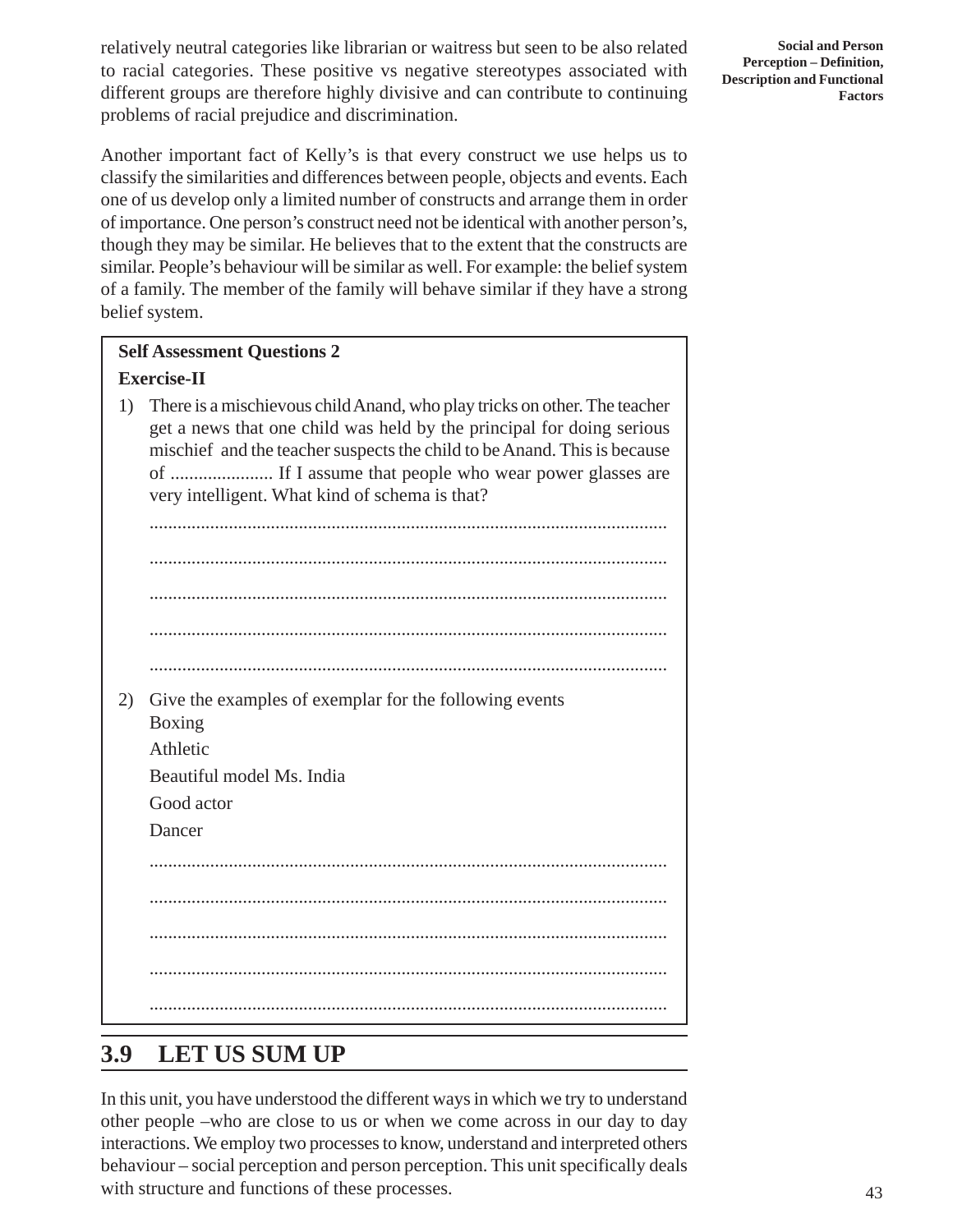relatively neutral categories like librarian or waitress but seen to be also related to racial categories. These positive vs negative stereotypes associated with different groups are therefore highly divisive and can contribute to continuing problems of racial prejudice and discrimination.

Another important fact of Kelly's is that every construct we use helps us to classify the similarities and differences between people, objects and events. Each one of us develop only a limited number of constructs and arrange them in order of importance. One person's construct need not be identical with another person's, though they may be similar. He believes that to the extent that the constructs are similar. People's behaviour will be similar as well. For example: the belief system of a family. The member of the family will behave similar if they have a strong belief system.

**Self Assessment Questions 2**

**Exercise-II**

1) There is a mischievous child Anand, who play tricks on other. The teacher get a news that one child was held by the principal for doing serious mischief and the teacher suspects the child to be Anand. This is because of ...................... If I assume that people who wear power glasses are very intelligent. What kind of schema is that?

..............................................................................................................

..............................................................................................................

..............................................................................................................

..............................................................................................................

..............................................................................................................

2) Give the examples of exemplar for the following events

   Boxing

   Athletic

   Beautiful model Ms. India

   Good actor

   Dancer

..............................................................................................................

..............................................................................................................

..............................................................................................................

..............................................................................................................

..............................................................................................................

## 3.9 LET US SUM UP

In this unit, you have understood the different ways in which we try to understand other people –who are close to us or when we come across in our day to day interactions. We employ two processes to know, understand and interpreted others behaviour – social perception and person perception. This unit specifically deals with structure and functions of these processes.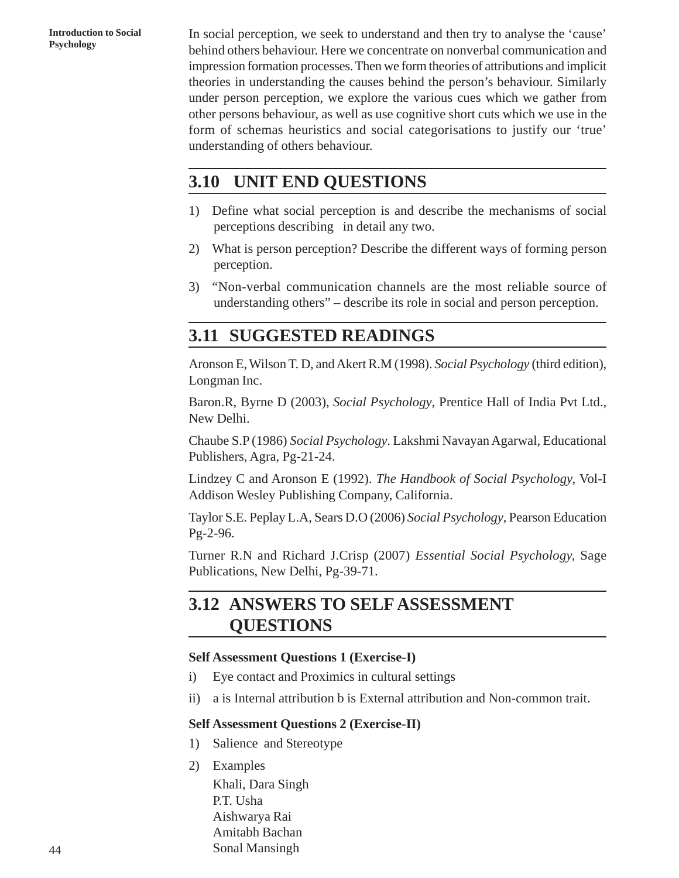In social perception, we seek to understand and then try to analyse the 'cause' behind others behaviour. Here we concentrate on nonverbal communication and impression formation processes. Then we form theories of attributions and implicit theories in understanding the causes behind the person's behaviour. Similarly under person perception, we explore the various cues which we gather from other persons behaviour, as well as use cognitive short cuts which we use in the form of schemas heuristics and social categorisations to justify our 'true' understanding of others behaviour.

## 3.10 UNIT END QUESTIONS

1) Define what social perception is and describe the mechanisms of social perceptions describing in detail any two.
2) What is person perception? Describe the different ways of forming person perception.
3) "Non-verbal communication channels are the most reliable source of understanding others" – describe its role in social and person perception.

## 3.11 SUGGESTED READINGS

Aronson E, Wilson T. D, and Akert R.M (1998). *Social Psychology* (third edition), Longman Inc.

Baron.R, Byrne D (2003), *Social Psychology*, Prentice Hall of India Pvt Ltd., New Delhi.

Chaube S.P (1986) *Social Psychology*. Lakshmi Navayan Agarwal, Educational Publishers, Agra, Pg-21-24.

Lindzey C and Aronson E (1992). *The Handbook of Social Psychology*, Vol-I Addison Wesley Publishing Company, California.

Taylor S.E. Peplay L.A, Sears D.O (2006) *Social Psychology*, Pearson Education Pg-2-96.

Turner R.N and Richard J.Crisp (2007) *Essential Social Psychology*, Sage Publications, New Delhi, Pg-39-71.

## 3.12 ANSWERS TO SELF ASSESSMENT QUESTIONS

**Self Assessment Questions 1 (Exercise-I)**

i) Eye contact and Proximics in cultural settings

ii) a is Internal attribution b is External attribution and Non-common trait.

**Self Assessment Questions 2 (Exercise-II)**

1) Salience and Stereotype
2) Examples

   Khali, Dara Singh
   P.T. Usha
   Aishwarya Rai
   Amitabh Bachan
   Sonal Mansingh